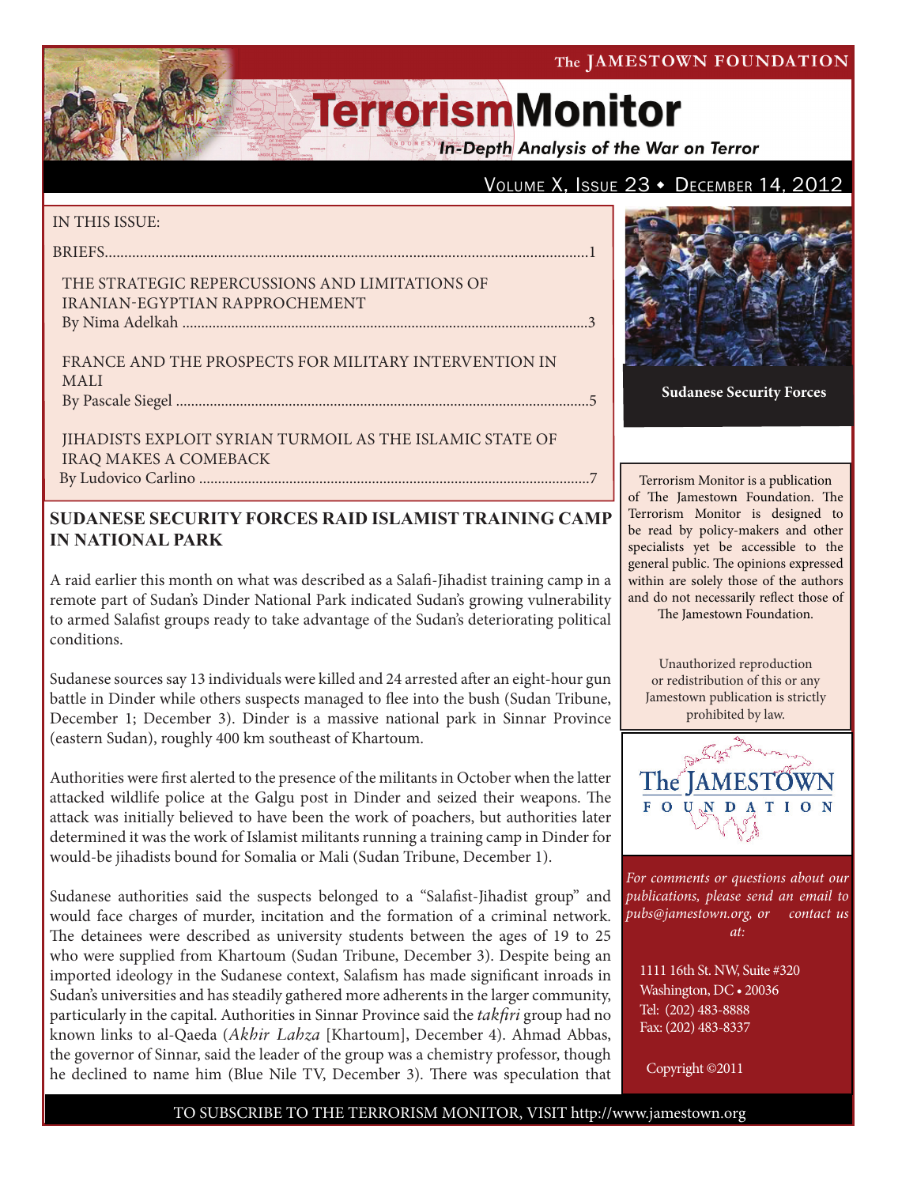# TerrorismMonitor

*In-Depth Analysis of the War on Terror*

**The Jamestown Foundation**

Volume X, Issue 23 • December 14, 2012

IN THIS ISSUE:

BRIEFS.....1

THE STRATEGIC REPERCUSSIONS AND LIMITATIONS OF IRANIAN-EGYPTIAN RAPPROCHEMENT
By Nima Adelkah .....3

FRANCE AND THE PROSPECTS FOR MILITARY INTERVENTION IN MALI
By Pascale Siegel .....5

JIHADISTS EXPLOIT SYRIAN TURMOIL AS THE ISLAMIC STATE OF IRAQ MAKES A COMEBACK
By Ludovico Carlino .....7

**Sudanese Security Forces**

Terrorism Monitor is a publication of The Jamestown Foundation. The Terrorism Monitor is designed to be read by policy-makers and other specialists yet be accessible to the general public. The opinions expressed within are solely those of the authors and do not necessarily reflect those of The Jamestown Foundation.

Unauthorized reproduction or redistribution of this or any Jamestown publication is strictly prohibited by law.

*For comments or questions about our publications, please send an email to pubs@jamestown.org, or contact us at:*

1111 16th St. NW, Suite #320
Washington, DC • 20036
Tel: (202) 483-8888
Fax: (202) 483-8337

Copyright ©2011

## SUDANESE SECURITY FORCES RAID ISLAMIST TRAINING CAMP IN NATIONAL PARK

A raid earlier this month on what was described as a Salafi-Jihadist training camp in a remote part of Sudan's Dinder National Park indicated Sudan's growing vulnerability to armed Salafist groups ready to take advantage of the Sudan's deteriorating political conditions.

Sudanese sources say 13 individuals were killed and 24 arrested after an eight-hour gun battle in Dinder while others suspects managed to flee into the bush (Sudan Tribune, December 1; December 3). Dinder is a massive national park in Sinnar Province (eastern Sudan), roughly 400 km southeast of Khartoum.

Authorities were first alerted to the presence of the militants in October when the latter attacked wildlife police at the Galgu post in Dinder and seized their weapons. The attack was initially believed to have been the work of poachers, but authorities later determined it was the work of Islamist militants running a training camp in Dinder for would-be jihadists bound for Somalia or Mali (Sudan Tribune, December 1).

Sudanese authorities said the suspects belonged to a "Salafist-Jihadist group" and would face charges of murder, incitation and the formation of a criminal network. The detainees were described as university students between the ages of 19 to 25 who were supplied from Khartoum (Sudan Tribune, December 3). Despite being an imported ideology in the Sudanese context, Salafism has made significant inroads in Sudan's universities and has steadily gathered more adherents in the larger community, particularly in the capital. Authorities in Sinnar Province said the *takfiri* group had no known links to al-Qaeda (*Akhir Lahza* [Khartoum], December 4). Ahmad Abbas, the governor of Sinnar, said the leader of the group was a chemistry professor, though he declined to name him (Blue Nile TV, December 3). There was speculation that

TO SUBSCRIBE TO THE TERRORISM MONITOR, VISIT http://www.jamestown.org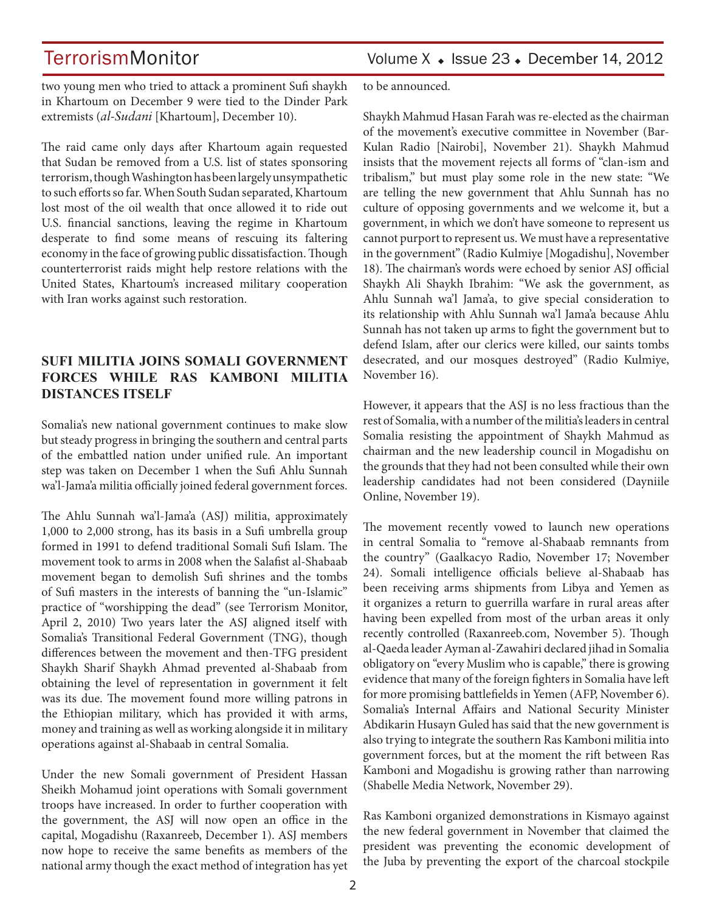two young men who tried to attack a prominent Sufi shaykh in Khartoum on December 9 were tied to the Dinder Park extremists (*al-Sudani* [Khartoum], December 10).

The raid came only days after Khartoum again requested that Sudan be removed from a U.S. list of states sponsoring terrorism, though Washington has been largely unsympathetic to such efforts so far. When South Sudan separated, Khartoum lost most of the oil wealth that once allowed it to ride out U.S. financial sanctions, leaving the regime in Khartoum desperate to find some means of rescuing its faltering economy in the face of growing public dissatisfaction. Though counterterrorist raids might help restore relations with the United States, Khartoum's increased military cooperation with Iran works against such restoration.

## SUFI MILITIA JOINS SOMALI GOVERNMENT FORCES WHILE RAS KAMBONI MILITIA DISTANCES ITSELF

Somalia's new national government continues to make slow but steady progress in bringing the southern and central parts of the embattled nation under unified rule. An important step was taken on December 1 when the Sufi Ahlu Sunnah wa'l-Jama'a militia officially joined federal government forces.

The Ahlu Sunnah wa'l-Jama'a (ASJ) militia, approximately 1,000 to 2,000 strong, has its basis in a Sufi umbrella group formed in 1991 to defend traditional Somali Sufi Islam. The movement took to arms in 2008 when the Salafist al-Shabaab movement began to demolish Sufi shrines and the tombs of Sufi masters in the interests of banning the "un-Islamic" practice of "worshipping the dead" (see Terrorism Monitor, April 2, 2010) Two years later the ASJ aligned itself with Somalia's Transitional Federal Government (TNG), though differences between the movement and then-TFG president Shaykh Sharif Shaykh Ahmad prevented al-Shabaab from obtaining the level of representation in government it felt was its due. The movement found more willing patrons in the Ethiopian military, which has provided it with arms, money and training as well as working alongside it in military operations against al-Shabaab in central Somalia.

Under the new Somali government of President Hassan Sheikh Mohamud joint operations with Somali government troops have increased. In order to further cooperation with the government, the ASJ will now open an office in the capital, Mogadishu (Raxanreeb, December 1). ASJ members now hope to receive the same benefits as members of the national army though the exact method of integration has yet to be announced.

Shaykh Mahmud Hasan Farah was re-elected as the chairman of the movement's executive committee in November (Bar-Kulan Radio [Nairobi], November 21). Shaykh Mahmud insists that the movement rejects all forms of "clan-ism and tribalism," but must play some role in the new state: "We are telling the new government that Ahlu Sunnah has no culture of opposing governments and we welcome it, but a government, in which we don't have someone to represent us cannot purport to represent us. We must have a representative in the government" (Radio Kulmiye [Mogadishu], November 18). The chairman's words were echoed by senior ASJ official Shaykh Ali Shaykh Ibrahim: "We ask the government, as Ahlu Sunnah wa'l Jama'a, to give special consideration to its relationship with Ahlu Sunnah wa'l Jama'a because Ahlu Sunnah has not taken up arms to fight the government but to defend Islam, after our clerics were killed, our saints tombs desecrated, and our mosques destroyed" (Radio Kulmiye, November 16).

However, it appears that the ASJ is no less fractious than the rest of Somalia, with a number of the militia's leaders in central Somalia resisting the appointment of Shaykh Mahmud as chairman and the new leadership council in Mogadishu on the grounds that they had not been consulted while their own leadership candidates had not been considered (Dayniile Online, November 19).

The movement recently vowed to launch new operations in central Somalia to "remove al-Shabaab remnants from the country" (Gaalkacyo Radio, November 17; November 24). Somali intelligence officials believe al-Shabaab has been receiving arms shipments from Libya and Yemen as it organizes a return to guerrilla warfare in rural areas after having been expelled from most of the urban areas it only recently controlled (Raxanreeb.com, November 5). Though al-Qaeda leader Ayman al-Zawahiri declared jihad in Somalia obligatory on "every Muslim who is capable," there is growing evidence that many of the foreign fighters in Somalia have left for more promising battlefields in Yemen (AFP, November 6). Somalia's Internal Affairs and National Security Minister Abdikarin Husayn Guled has said that the new government is also trying to integrate the southern Ras Kamboni militia into government forces, but at the moment the rift between Ras Kamboni and Mogadishu is growing rather than narrowing (Shabelle Media Network, November 29).

Ras Kamboni organized demonstrations in Kismayo against the new federal government in November that claimed the president was preventing the economic development of the Juba by preventing the export of the charcoal stockpile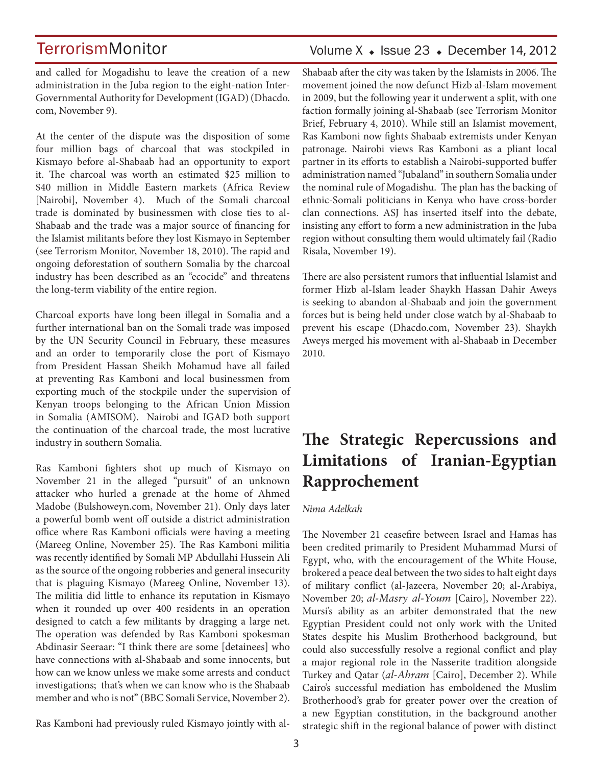and called for Mogadishu to leave the creation of a new administration in the Juba region to the eight-nation Inter-Governmental Authority for Development (IGAD) (Dhacdo.com, November 9).

At the center of the dispute was the disposition of some four million bags of charcoal that was stockpiled in Kismayo before al-Shabaab had an opportunity to export it. The charcoal was worth an estimated $25 million to $40 million in Middle Eastern markets (Africa Review [Nairobi], November 4). Much of the Somali charcoal trade is dominated by businessmen with close ties to al-Shabaab and the trade was a major source of financing for the Islamist militants before they lost Kismayo in September (see Terrorism Monitor, November 18, 2010). The rapid and ongoing deforestation of southern Somalia by the charcoal industry has been described as an "ecocide" and threatens the long-term viability of the entire region.

Charcoal exports have long been illegal in Somalia and a further international ban on the Somali trade was imposed by the UN Security Council in February, these measures and an order to temporarily close the port of Kismayo from President Hassan Sheikh Mohamud have all failed at preventing Ras Kamboni and local businessmen from exporting much of the stockpile under the supervision of Kenyan troops belonging to the African Union Mission in Somalia (AMISOM). Nairobi and IGAD both support the continuation of the charcoal trade, the most lucrative industry in southern Somalia.

Ras Kamboni fighters shot up much of Kismayo on November 21 in the alleged "pursuit" of an unknown attacker who hurled a grenade at the home of Ahmed Madobe (Bulshoweyn.com, November 21). Only days later a powerful bomb went off outside a district administration office where Ras Kamboni officials were having a meeting (Mareeg Online, November 25). The Ras Kamboni militia was recently identified by Somali MP Abdullahi Hussein Ali as the source of the ongoing robberies and general insecurity that is plaguing Kismayo (Mareeg Online, November 13). The militia did little to enhance its reputation in Kismayo when it rounded up over 400 residents in an operation designed to catch a few militants by dragging a large net. The operation was defended by Ras Kamboni spokesman Abdinasir Seeraar: "I think there are some [detainees] who have connections with al-Shabaab and some innocents, but how can we know unless we make some arrests and conduct investigations; that's when we can know who is the Shabaab member and who is not" (BBC Somali Service, November 2).

Ras Kamboni had previously ruled Kismayo jointly with al-Shabaab after the city was taken by the Islamists in 2006. The movement joined the now defunct Hizb al-Islam movement in 2009, but the following year it underwent a split, with one faction formally joining al-Shabaab (see Terrorism Monitor Brief, February 4, 2010). While still an Islamist movement, Ras Kamboni now fights Shabaab extremists under Kenyan patronage. Nairobi views Ras Kamboni as a pliant local partner in its efforts to establish a Nairobi-supported buffer administration named "Jubaland" in southern Somalia under the nominal rule of Mogadishu. The plan has the backing of ethnic-Somali politicians in Kenya who have cross-border clan connections. ASJ has inserted itself into the debate, insisting any effort to form a new administration in the Juba region without consulting them would ultimately fail (Radio Risala, November 19).

There are also persistent rumors that influential Islamist and former Hizb al-Islam leader Shaykh Hassan Dahir Aweys is seeking to abandon al-Shabaab and join the government forces but is being held under close watch by al-Shabaab to prevent his escape (Dhacdo.com, November 23). Shaykh Aweys merged his movement with al-Shabaab in December 2010.

# The Strategic Repercussions and Limitations of Iranian-Egyptian Rapprochement

*Nima Adelkah*

The November 21 ceasefire between Israel and Hamas has been credited primarily to President Muhammad Mursi of Egypt, who, with the encouragement of the White House, brokered a peace deal between the two sides to halt eight days of military conflict (al-Jazeera, November 20; al-Arabiya, November 20; *al-Masry al-Youm* [Cairo], November 22). Mursi's ability as an arbiter demonstrated that the new Egyptian President could not only work with the United States despite his Muslim Brotherhood background, but could also successfully resolve a regional conflict and play a major regional role in the Nasserite tradition alongside Turkey and Qatar (*al-Ahram* [Cairo], December 2). While Cairo's successful mediation has emboldened the Muslim Brotherhood's grab for greater power over the creation of a new Egyptian constitution, in the background another strategic shift in the regional balance of power with distinct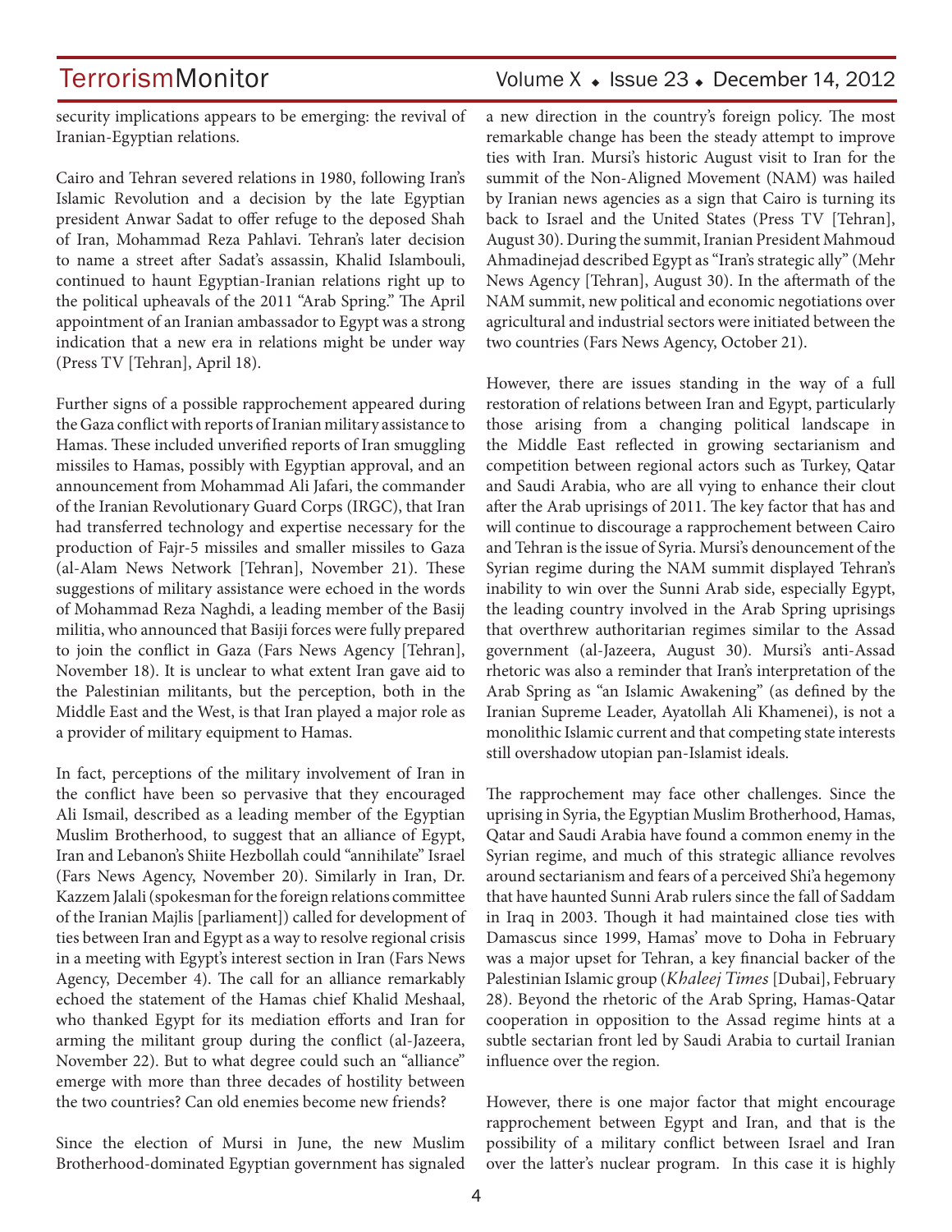security implications appears to be emerging: the revival of Iranian-Egyptian relations.

Cairo and Tehran severed relations in 1980, following Iran's Islamic Revolution and a decision by the late Egyptian president Anwar Sadat to offer refuge to the deposed Shah of Iran, Mohammad Reza Pahlavi. Tehran's later decision to name a street after Sadat's assassin, Khalid Islambouli, continued to haunt Egyptian-Iranian relations right up to the political upheavals of the 2011 "Arab Spring." The April appointment of an Iranian ambassador to Egypt was a strong indication that a new era in relations might be under way (Press TV [Tehran], April 18).

Further signs of a possible rapprochement appeared during the Gaza conflict with reports of Iranian military assistance to Hamas. These included unverified reports of Iran smuggling missiles to Hamas, possibly with Egyptian approval, and an announcement from Mohammad Ali Jafari, the commander of the Iranian Revolutionary Guard Corps (IRGC), that Iran had transferred technology and expertise necessary for the production of Fajr-5 missiles and smaller missiles to Gaza (al-Alam News Network [Tehran], November 21). These suggestions of military assistance were echoed in the words of Mohammad Reza Naghdi, a leading member of the Basij militia, who announced that Basiji forces were fully prepared to join the conflict in Gaza (Fars News Agency [Tehran], November 18). It is unclear to what extent Iran gave aid to the Palestinian militants, but the perception, both in the Middle East and the West, is that Iran played a major role as a provider of military equipment to Hamas.

In fact, perceptions of the military involvement of Iran in the conflict have been so pervasive that they encouraged Ali Ismail, described as a leading member of the Egyptian Muslim Brotherhood, to suggest that an alliance of Egypt, Iran and Lebanon's Shiite Hezbollah could "annihilate" Israel (Fars News Agency, November 20). Similarly in Iran, Dr. Kazzem Jalali (spokesman for the foreign relations committee of the Iranian Majlis [parliament]) called for development of ties between Iran and Egypt as a way to resolve regional crisis in a meeting with Egypt's interest section in Iran (Fars News Agency, December 4). The call for an alliance remarkably echoed the statement of the Hamas chief Khalid Meshaal, who thanked Egypt for its mediation efforts and Iran for arming the militant group during the conflict (al-Jazeera, November 22). But to what degree could such an "alliance" emerge with more than three decades of hostility between the two countries? Can old enemies become new friends?

Since the election of Mursi in June, the new Muslim Brotherhood-dominated Egyptian government has signaled a new direction in the country's foreign policy. The most remarkable change has been the steady attempt to improve ties with Iran. Mursi's historic August visit to Iran for the summit of the Non-Aligned Movement (NAM) was hailed by Iranian news agencies as a sign that Cairo is turning its back to Israel and the United States (Press TV [Tehran], August 30). During the summit, Iranian President Mahmoud Ahmadinejad described Egypt as "Iran's strategic ally" (Mehr News Agency [Tehran], August 30). In the aftermath of the NAM summit, new political and economic negotiations over agricultural and industrial sectors were initiated between the two countries (Fars News Agency, October 21).

However, there are issues standing in the way of a full restoration of relations between Iran and Egypt, particularly those arising from a changing political landscape in the Middle East reflected in growing sectarianism and competition between regional actors such as Turkey, Qatar and Saudi Arabia, who are all vying to enhance their clout after the Arab uprisings of 2011. The key factor that has and will continue to discourage a rapprochement between Cairo and Tehran is the issue of Syria. Mursi's denouncement of the Syrian regime during the NAM summit displayed Tehran's inability to win over the Sunni Arab side, especially Egypt, the leading country involved in the Arab Spring uprisings that overthrew authoritarian regimes similar to the Assad government (al-Jazeera, August 30). Mursi's anti-Assad rhetoric was also a reminder that Iran's interpretation of the Arab Spring as "an Islamic Awakening" (as defined by the Iranian Supreme Leader, Ayatollah Ali Khamenei), is not a monolithic Islamic current and that competing state interests still overshadow utopian pan-Islamist ideals.

The rapprochement may face other challenges. Since the uprising in Syria, the Egyptian Muslim Brotherhood, Hamas, Qatar and Saudi Arabia have found a common enemy in the Syrian regime, and much of this strategic alliance revolves around sectarianism and fears of a perceived Shi'a hegemony that have haunted Sunni Arab rulers since the fall of Saddam in Iraq in 2003. Though it had maintained close ties with Damascus since 1999, Hamas' move to Doha in February was a major upset for Tehran, a key financial backer of the Palestinian Islamic group (*Khaleej Times* [Dubai], February 28). Beyond the rhetoric of the Arab Spring, Hamas-Qatar cooperation in opposition to the Assad regime hints at a subtle sectarian front led by Saudi Arabia to curtail Iranian influence over the region.

However, there is one major factor that might encourage rapprochement between Egypt and Iran, and that is the possibility of a military conflict between Israel and Iran over the latter's nuclear program. In this case it is highly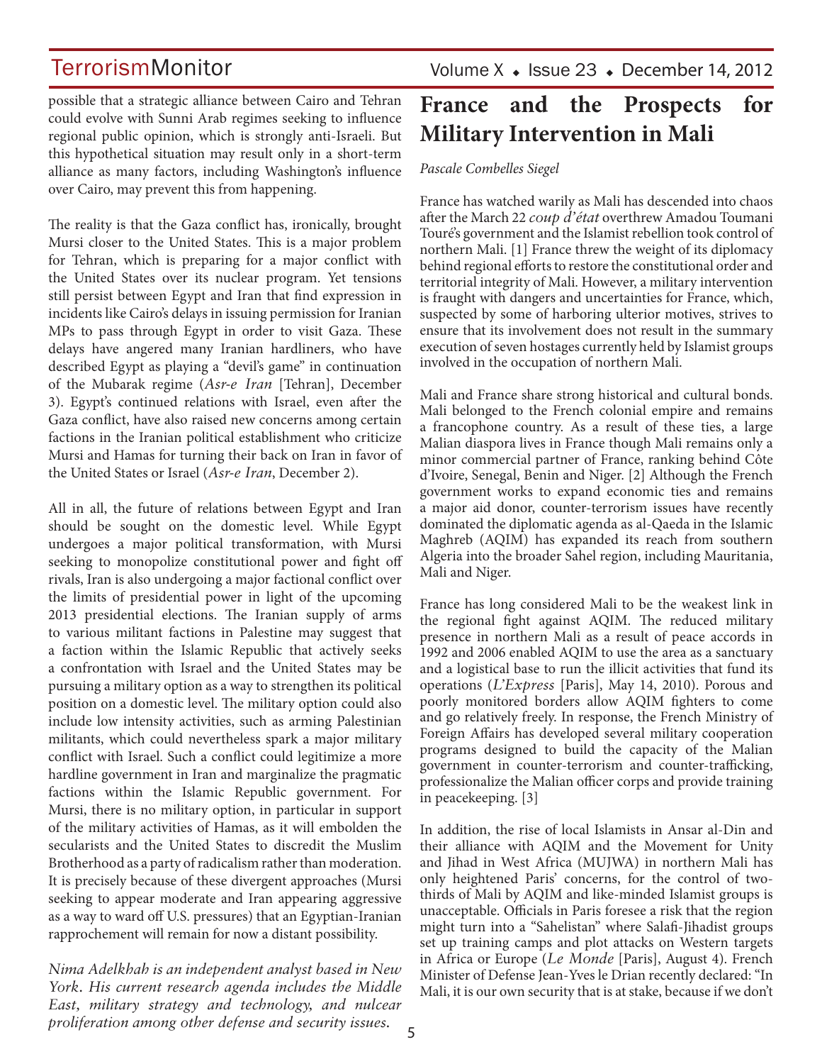possible that a strategic alliance between Cairo and Tehran could evolve with Sunni Arab regimes seeking to influence regional public opinion, which is strongly anti-Israeli. But this hypothetical situation may result only in a short-term alliance as many factors, including Washington's influence over Cairo, may prevent this from happening.

The reality is that the Gaza conflict has, ironically, brought Mursi closer to the United States. This is a major problem for Tehran, which is preparing for a major conflict with the United States over its nuclear program. Yet tensions still persist between Egypt and Iran that find expression in incidents like Cairo's delays in issuing permission for Iranian MPs to pass through Egypt in order to visit Gaza. These delays have angered many Iranian hardliners, who have described Egypt as playing a "devil's game" in continuation of the Mubarak regime (*Asr-e Iran* [Tehran], December 3). Egypt's continued relations with Israel, even after the Gaza conflict, have also raised new concerns among certain factions in the Iranian political establishment who criticize Mursi and Hamas for turning their back on Iran in favor of the United States or Israel (*Asr-e Iran*, December 2).

All in all, the future of relations between Egypt and Iran should be sought on the domestic level. While Egypt undergoes a major political transformation, with Mursi seeking to monopolize constitutional power and fight off rivals, Iran is also undergoing a major factional conflict over the limits of presidential power in light of the upcoming 2013 presidential elections. The Iranian supply of arms to various militant factions in Palestine may suggest that a faction within the Islamic Republic that actively seeks a confrontation with Israel and the United States may be pursuing a military option as a way to strengthen its political position on a domestic level. The military option could also include low intensity activities, such as arming Palestinian militants, which could nevertheless spark a major military conflict with Israel. Such a conflict could legitimize a more hardline government in Iran and marginalize the pragmatic factions within the Islamic Republic government. For Mursi, there is no military option, in particular in support of the military activities of Hamas, as it will embolden the secularists and the United States to discredit the Muslim Brotherhood as a party of radicalism rather than moderation. It is precisely because of these divergent approaches (Mursi seeking to appear moderate and Iran appearing aggressive as a way to ward off U.S. pressures) that an Egyptian-Iranian rapprochement will remain for now a distant possibility.

*Nima Adelkhah is an independent analyst based in New York. His current research agenda includes the Middle East, military strategy and technology, and nulcear proliferation among other defense and security issues.*

# France and the Prospects for Military Intervention in Mali

*Pascale Combelles Siegel*

France has watched warily as Mali has descended into chaos after the March 22 *coup d'état* overthrew Amadou Toumani Touré's government and the Islamist rebellion took control of northern Mali. [1] France threw the weight of its diplomacy behind regional efforts to restore the constitutional order and territorial integrity of Mali. However, a military intervention is fraught with dangers and uncertainties for France, which, suspected by some of harboring ulterior motives, strives to ensure that its involvement does not result in the summary execution of seven hostages currently held by Islamist groups involved in the occupation of northern Mali.

Mali and France share strong historical and cultural bonds. Mali belonged to the French colonial empire and remains a francophone country. As a result of these ties, a large Malian diaspora lives in France though Mali remains only a minor commercial partner of France, ranking behind Côte d'Ivoire, Senegal, Benin and Niger. [2] Although the French government works to expand economic ties and remains a major aid donor, counter-terrorism issues have recently dominated the diplomatic agenda as al-Qaeda in the Islamic Maghreb (AQIM) has expanded its reach from southern Algeria into the broader Sahel region, including Mauritania, Mali and Niger.

France has long considered Mali to be the weakest link in the regional fight against AQIM. The reduced military presence in northern Mali as a result of peace accords in 1992 and 2006 enabled AQIM to use the area as a sanctuary and a logistical base to run the illicit activities that fund its operations (*L'Express* [Paris], May 14, 2010). Porous and poorly monitored borders allow AQIM fighters to come and go relatively freely. In response, the French Ministry of Foreign Affairs has developed several military cooperation programs designed to build the capacity of the Malian government in counter-terrorism and counter-trafficking, professionalize the Malian officer corps and provide training in peacekeeping. [3]

In addition, the rise of local Islamists in Ansar al-Din and their alliance with AQIM and the Movement for Unity and Jihad in West Africa (MUJWA) in northern Mali has only heightened Paris' concerns, for the control of two-thirds of Mali by AQIM and like-minded Islamist groups is unacceptable. Officials in Paris foresee a risk that the region might turn into a "Sahelistan" where Salafi-Jihadist groups set up training camps and plot attacks on Western targets in Africa or Europe (*Le Monde* [Paris], August 4). French Minister of Defense Jean-Yves le Drian recently declared: "In Mali, it is our own security that is at stake, because if we don't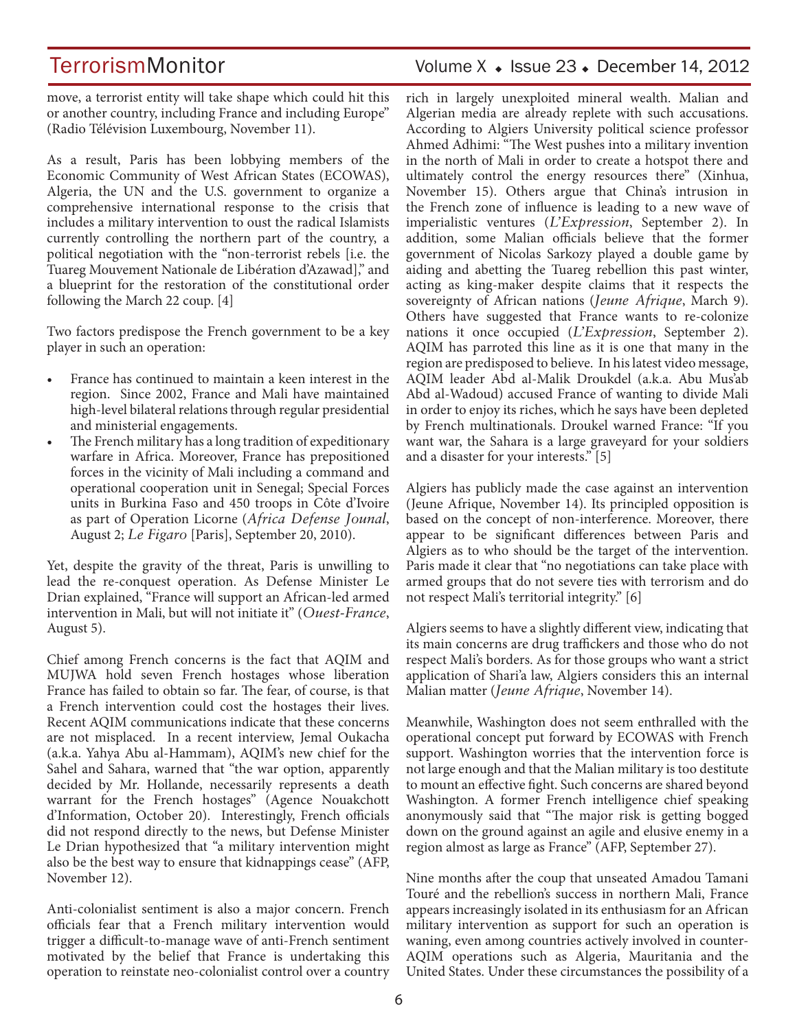move, a terrorist entity will take shape which could hit this or another country, including France and including Europe" (Radio Télévision Luxembourg, November 11).

As a result, Paris has been lobbying members of the Economic Community of West African States (ECOWAS), Algeria, the UN and the U.S. government to organize a comprehensive international response to the crisis that includes a military intervention to oust the radical Islamists currently controlling the northern part of the country, a political negotiation with the "non-terrorist rebels [i.e. the Tuareg Mouvement Nationale de Libération d'Azawad]," and a blueprint for the restoration of the constitutional order following the March 22 coup. [4]

Two factors predispose the French government to be a key player in such an operation:

- France has continued to maintain a keen interest in the region. Since 2002, France and Mali have maintained high-level bilateral relations through regular presidential and ministerial engagements.
- The French military has a long tradition of expeditionary warfare in Africa. Moreover, France has prepositioned forces in the vicinity of Mali including a command and operational cooperation unit in Senegal; Special Forces units in Burkina Faso and 450 troops in Côte d'Ivoire as part of Operation Licorne (*Africa Defense Jounal*, August 2; *Le Figaro* [Paris], September 20, 2010).

Yet, despite the gravity of the threat, Paris is unwilling to lead the re-conquest operation. As Defense Minister Le Drian explained, "France will support an African-led armed intervention in Mali, but will not initiate it" (*Ouest-France*, August 5).

Chief among French concerns is the fact that AQIM and MUJWA hold seven French hostages whose liberation France has failed to obtain so far. The fear, of course, is that a French intervention could cost the hostages their lives. Recent AQIM communications indicate that these concerns are not misplaced. In a recent interview, Jemal Oukacha (a.k.a. Yahya Abu al-Hammam), AQIM's new chief for the Sahel and Sahara, warned that "the war option, apparently decided by Mr. Hollande, necessarily represents a death warrant for the French hostages" (Agence Nouakchott d'Information, October 20). Interestingly, French officials did not respond directly to the news, but Defense Minister Le Drian hypothesized that "a military intervention might also be the best way to ensure that kidnappings cease" (AFP, November 12).

Anti-colonialist sentiment is also a major concern. French officials fear that a French military intervention would trigger a difficult-to-manage wave of anti-French sentiment motivated by the belief that France is undertaking this operation to reinstate neo-colonialist control over a country rich in largely unexploited mineral wealth. Malian and Algerian media are already replete with such accusations. According to Algiers University political science professor Ahmed Adhimi: "The West pushes into a military invention in the north of Mali in order to create a hotspot there and ultimately control the energy resources there" (Xinhua, November 15). Others argue that China's intrusion in the French zone of influence is leading to a new wave of imperialistic ventures (*L'Expression*, September 2). In addition, some Malian officials believe that the former government of Nicolas Sarkozy played a double game by aiding and abetting the Tuareg rebellion this past winter, acting as king-maker despite claims that it respects the sovereignty of African nations (*Jeune Afrique*, March 9). Others have suggested that France wants to re-colonize nations it once occupied (*L'Expression*, September 2). AQIM has parroted this line as it is one that many in the region are predisposed to believe. In his latest video message, AQIM leader Abd al-Malik Droukdel (a.k.a. Abu Mus'ab Abd al-Wadoud) accused France of wanting to divide Mali in order to enjoy its riches, which he says have been depleted by French multinationals. Droukel warned France: "If you want war, the Sahara is a large graveyard for your soldiers and a disaster for your interests." [5]

Algiers has publicly made the case against an intervention (Jeune Afrique, November 14). Its principled opposition is based on the concept of non-interference. Moreover, there appear to be significant differences between Paris and Algiers as to who should be the target of the intervention. Paris made it clear that "no negotiations can take place with armed groups that do not severe ties with terrorism and do not respect Mali's territorial integrity." [6]

Algiers seems to have a slightly different view, indicating that its main concerns are drug traffickers and those who do not respect Mali's borders. As for those groups who want a strict application of Shari'a law, Algiers considers this an internal Malian matter (*Jeune Afrique*, November 14).

Meanwhile, Washington does not seem enthralled with the operational concept put forward by ECOWAS with French support. Washington worries that the intervention force is not large enough and that the Malian military is too destitute to mount an effective fight. Such concerns are shared beyond Washington. A former French intelligence chief speaking anonymously said that "The major risk is getting bogged down on the ground against an agile and elusive enemy in a region almost as large as France" (AFP, September 27).

Nine months after the coup that unseated Amadou Tamani Touré and the rebellion's success in northern Mali, France appears increasingly isolated in its enthusiasm for an African military intervention as support for such an operation is waning, even among countries actively involved in counter-AQIM operations such as Algeria, Mauritania and the United States. Under these circumstances the possibility of a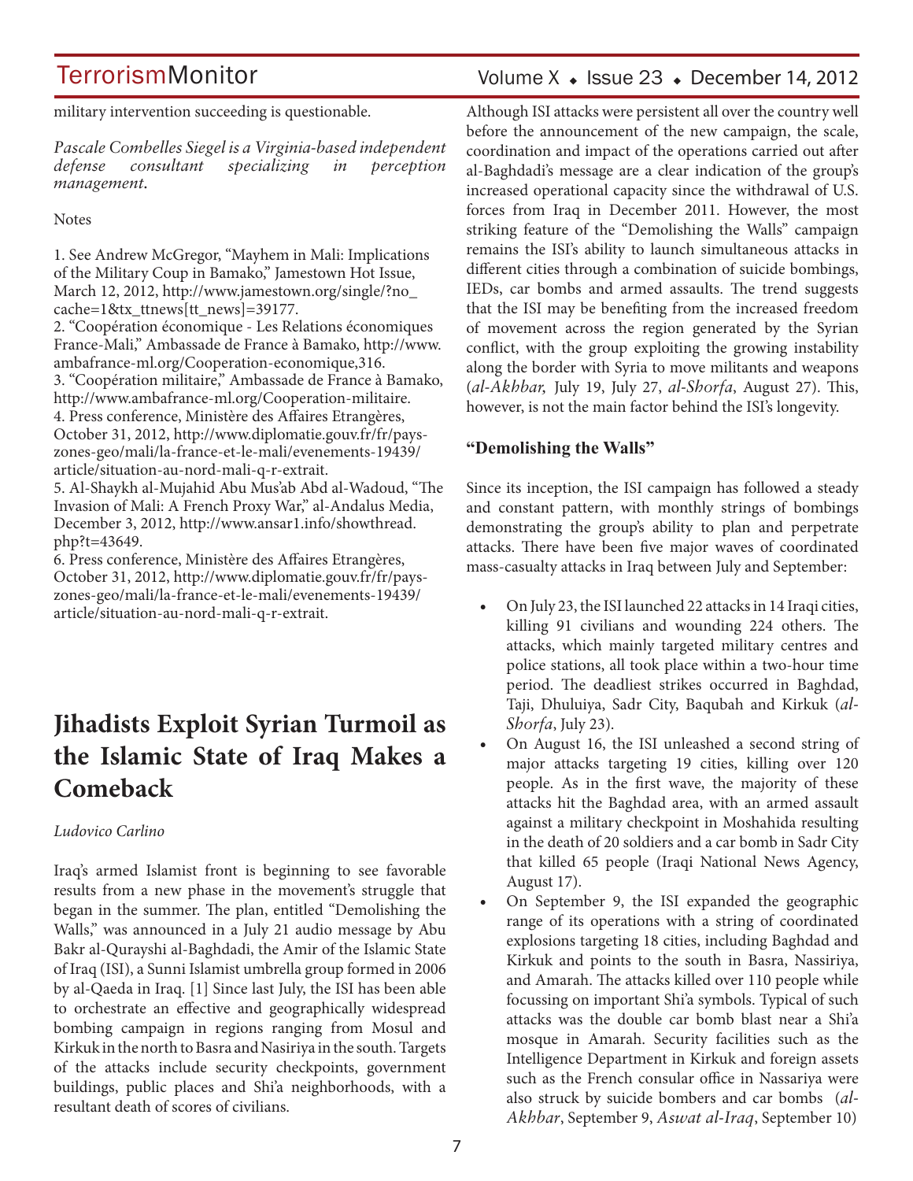military intervention succeeding is questionable.

*Pascale Combelles Siegel is a Virginia-based independent defense consultant specializing in perception management.*

Notes

1. See Andrew McGregor, "Mayhem in Mali: Implications of the Military Coup in Bamako," Jamestown Hot Issue, March 12, 2012, http://www.jamestown.org/single/?no_cache=1&tx_ttnews[tt_news]=39177.
2. "Coopération économique - Les Relations économiques France-Mali," Ambassade de France à Bamako, http://www.ambafrance-ml.org/Cooperation-economique,316.
3. "Coopération militaire," Ambassade de France à Bamako, http://www.ambafrance-ml.org/Cooperation-militaire.
4. Press conference, Ministère des Affaires Etrangères, October 31, 2012, http://www.diplomatie.gouv.fr/fr/pays-zones-geo/mali/la-france-et-le-mali/evenements-19439/article/situation-au-nord-mali-q-r-extrait.
5. Al-Shaykh al-Mujahid Abu Mus'ab Abd al-Wadoud, "The Invasion of Mali: A French Proxy War," al-Andalus Media, December 3, 2012, http://www.ansar1.info/showthread.php?t=43649.
6. Press conference, Ministère des Affaires Etrangères, October 31, 2012, http://www.diplomatie.gouv.fr/fr/pays-zones-geo/mali/la-france-et-le-mali/evenements-19439/article/situation-au-nord-mali-q-r-extrait.

# Jihadists Exploit Syrian Turmoil as the Islamic State of Iraq Makes a Comeback

*Ludovico Carlino*

Iraq's armed Islamist front is beginning to see favorable results from a new phase in the movement's struggle that began in the summer. The plan, entitled "Demolishing the Walls," was announced in a July 21 audio message by Abu Bakr al-Qurayshi al-Baghdadi, the Amir of the Islamic State of Iraq (ISI), a Sunni Islamist umbrella group formed in 2006 by al-Qaeda in Iraq. [1] Since last July, the ISI has been able to orchestrate an effective and geographically widespread bombing campaign in regions ranging from Mosul and Kirkuk in the north to Basra and Nasiriya in the south. Targets of the attacks include security checkpoints, government buildings, public places and Shi'a neighborhoods, with a resultant death of scores of civilians.

Although ISI attacks were persistent all over the country well before the announcement of the new campaign, the scale, coordination and impact of the operations carried out after al-Baghdadi's message are a clear indication of the group's increased operational capacity since the withdrawal of U.S. forces from Iraq in December 2011. However, the most striking feature of the "Demolishing the Walls" campaign remains the ISI's ability to launch simultaneous attacks in different cities through a combination of suicide bombings, IEDs, car bombs and armed assaults. The trend suggests that the ISI may be benefiting from the increased freedom of movement across the region generated by the Syrian conflict, with the group exploiting the growing instability along the border with Syria to move militants and weapons (*al-Akhbar,* July 19, July 27, *al-Shorfa*, August 27). This, however, is not the main factor behind the ISI's longevity.

**"Demolishing the Walls"**

Since its inception, the ISI campaign has followed a steady and constant pattern, with monthly strings of bombings demonstrating the group's ability to plan and perpetrate attacks. There have been five major waves of coordinated mass-casualty attacks in Iraq between July and September:

- On July 23, the ISI launched 22 attacks in 14 Iraqi cities, killing 91 civilians and wounding 224 others. The attacks, which mainly targeted military centres and police stations, all took place within a two-hour time period. The deadliest strikes occurred in Baghdad, Taji, Dhuluiya, Sadr City, Baqubah and Kirkuk (*al-Shorfa*, July 23).
- On August 16, the ISI unleashed a second string of major attacks targeting 19 cities, killing over 120 people. As in the first wave, the majority of these attacks hit the Baghdad area, with an armed assault against a military checkpoint in Moshahida resulting in the death of 20 soldiers and a car bomb in Sadr City that killed 65 people (Iraqi National News Agency, August 17).
- On September 9, the ISI expanded the geographic range of its operations with a string of coordinated explosions targeting 18 cities, including Baghdad and Kirkuk and points to the south in Basra, Nassiriya, and Amarah. The attacks killed over 110 people while focussing on important Shi'a symbols. Typical of such attacks was the double car bomb blast near a Shi'a mosque in Amarah. Security facilities such as the Intelligence Department in Kirkuk and foreign assets such as the French consular office in Nassariya were also struck by suicide bombers and car bombs (*al-Akhbar*, September 9, *Aswat al-Iraq*, September 10)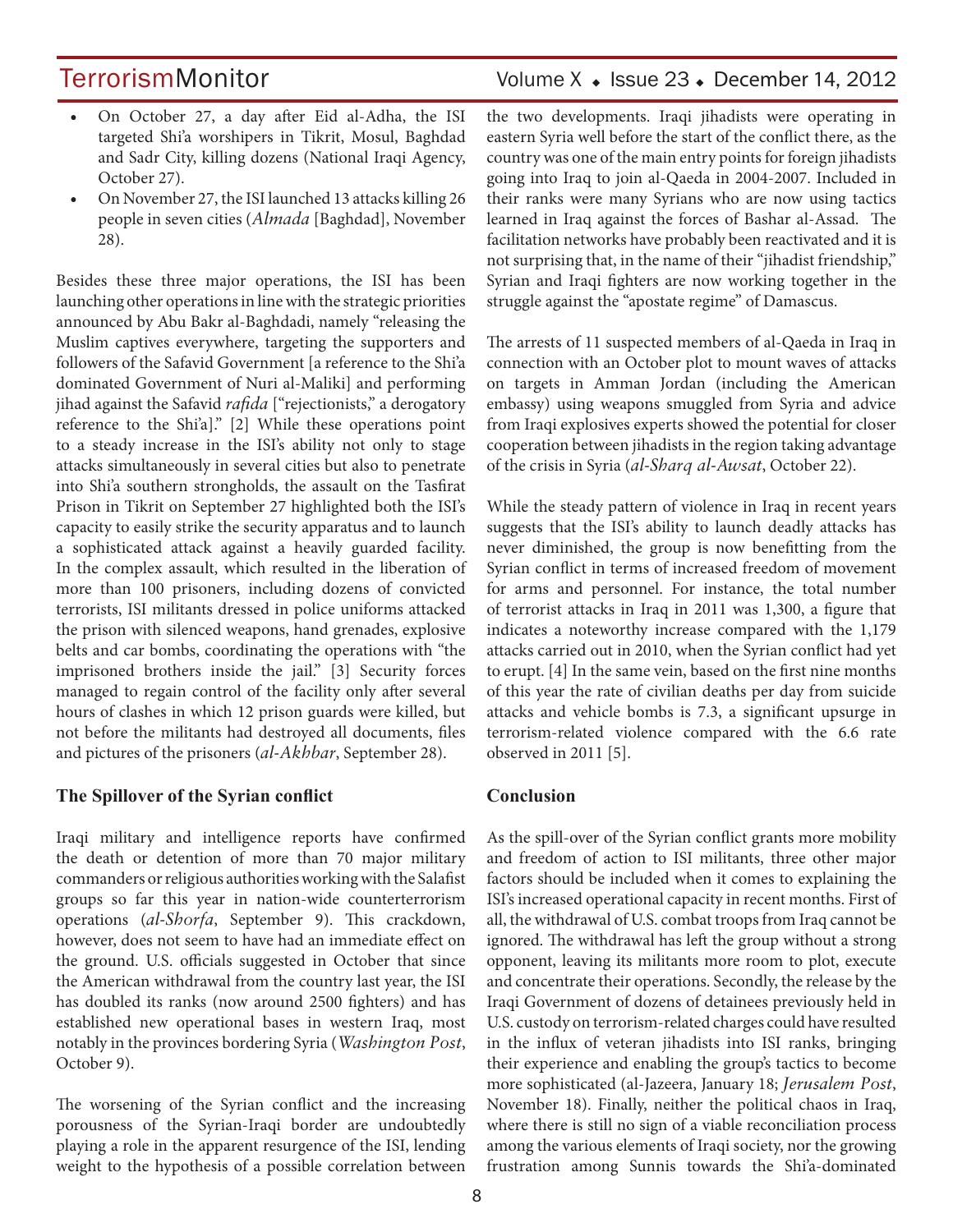- On October 27, a day after Eid al-Adha, the ISI targeted Shi'a worshipers in Tikrit, Mosul, Baghdad and Sadr City, killing dozens (National Iraqi Agency, October 27).
- On November 27, the ISI launched 13 attacks killing 26 people in seven cities (*Almada* [Baghdad], November 28).

Besides these three major operations, the ISI has been launching other operations in line with the strategic priorities announced by Abu Bakr al-Baghdadi, namely "releasing the Muslim captives everywhere, targeting the supporters and followers of the Safavid Government [a reference to the Shi'a dominated Government of Nuri al-Maliki] and performing jihad against the Safavid *rafida* ["rejectionists," a derogatory reference to the Shi'a]." [2] While these operations point to a steady increase in the ISI's ability not only to stage attacks simultaneously in several cities but also to penetrate into Shi'a southern strongholds, the assault on the Tasfirat Prison in Tikrit on September 27 highlighted both the ISI's capacity to easily strike the security apparatus and to launch a sophisticated attack against a heavily guarded facility. In the complex assault, which resulted in the liberation of more than 100 prisoners, including dozens of convicted terrorists, ISI militants dressed in police uniforms attacked the prison with silenced weapons, hand grenades, explosive belts and car bombs, coordinating the operations with "the imprisoned brothers inside the jail." [3] Security forces managed to regain control of the facility only after several hours of clashes in which 12 prison guards were killed, but not before the militants had destroyed all documents, files and pictures of the prisoners (*al-Akhbar*, September 28).

## The Spillover of the Syrian conflict

Iraqi military and intelligence reports have confirmed the death or detention of more than 70 major military commanders or religious authorities working with the Salafist groups so far this year in nation-wide counterterrorism operations (*al-Shorfa*, September 9). This crackdown, however, does not seem to have had an immediate effect on the ground. U.S. officials suggested in October that since the American withdrawal from the country last year, the ISI has doubled its ranks (now around 2500 fighters) and has established new operational bases in western Iraq, most notably in the provinces bordering Syria (*Washington Post*, October 9).

The worsening of the Syrian conflict and the increasing porousness of the Syrian-Iraqi border are undoubtedly playing a role in the apparent resurgence of the ISI, lending weight to the hypothesis of a possible correlation between the two developments. Iraqi jihadists were operating in eastern Syria well before the start of the conflict there, as the country was one of the main entry points for foreign jihadists going into Iraq to join al-Qaeda in 2004-2007. Included in their ranks were many Syrians who are now using tactics learned in Iraq against the forces of Bashar al-Assad. The facilitation networks have probably been reactivated and it is not surprising that, in the name of their "jihadist friendship," Syrian and Iraqi fighters are now working together in the struggle against the "apostate regime" of Damascus.

The arrests of 11 suspected members of al-Qaeda in Iraq in connection with an October plot to mount waves of attacks on targets in Amman Jordan (including the American embassy) using weapons smuggled from Syria and advice from Iraqi explosives experts showed the potential for closer cooperation between jihadists in the region taking advantage of the crisis in Syria (*al-Sharq al-Awsat*, October 22).

While the steady pattern of violence in Iraq in recent years suggests that the ISI's ability to launch deadly attacks has never diminished, the group is now benefitting from the Syrian conflict in terms of increased freedom of movement for arms and personnel. For instance, the total number of terrorist attacks in Iraq in 2011 was 1,300, a figure that indicates a noteworthy increase compared with the 1,179 attacks carried out in 2010, when the Syrian conflict had yet to erupt. [4] In the same vein, based on the first nine months of this year the rate of civilian deaths per day from suicide attacks and vehicle bombs is 7.3, a significant upsurge in terrorism-related violence compared with the 6.6 rate observed in 2011 [5].

## Conclusion

As the spill-over of the Syrian conflict grants more mobility and freedom of action to ISI militants, three other major factors should be included when it comes to explaining the ISI's increased operational capacity in recent months. First of all, the withdrawal of U.S. combat troops from Iraq cannot be ignored. The withdrawal has left the group without a strong opponent, leaving its militants more room to plot, execute and concentrate their operations. Secondly, the release by the Iraqi Government of dozens of detainees previously held in U.S. custody on terrorism-related charges could have resulted in the influx of veteran jihadists into ISI ranks, bringing their experience and enabling the group's tactics to become more sophisticated (al-Jazeera, January 18; *Jerusalem Post*, November 18). Finally, neither the political chaos in Iraq, where there is still no sign of a viable reconciliation process among the various elements of Iraqi society, nor the growing frustration among Sunnis towards the Shi'a-dominated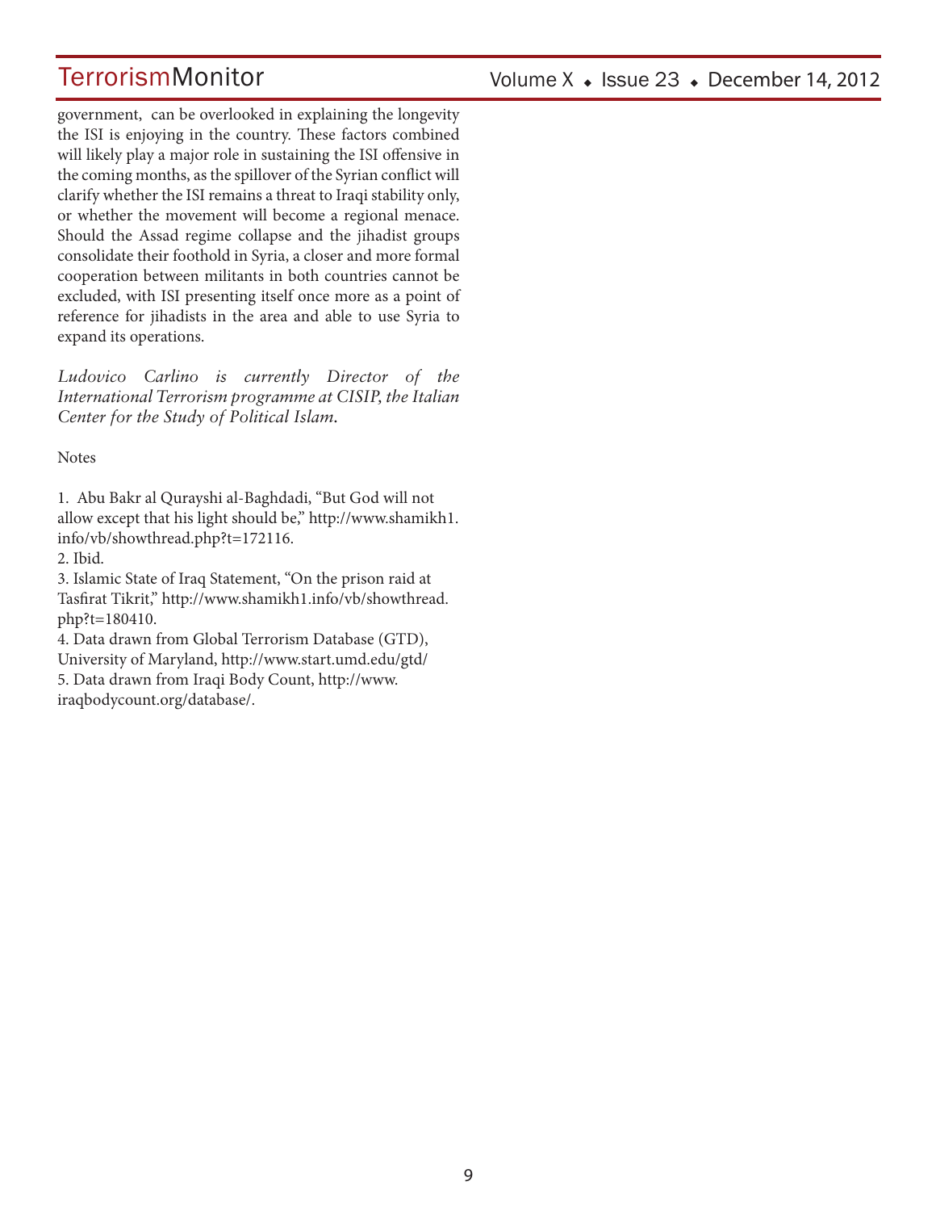government, can be overlooked in explaining the longevity the ISI is enjoying in the country. These factors combined will likely play a major role in sustaining the ISI offensive in the coming months, as the spillover of the Syrian conflict will clarify whether the ISI remains a threat to Iraqi stability only, or whether the movement will become a regional menace. Should the Assad regime collapse and the jihadist groups consolidate their foothold in Syria, a closer and more formal cooperation between militants in both countries cannot be excluded, with ISI presenting itself once more as a point of reference for jihadists in the area and able to use Syria to expand its operations.

*Ludovico Carlino is currently Director of the International Terrorism programme at CISIP, the Italian Center for the Study of Political Islam.*

Notes

1. Abu Bakr al Qurayshi al-Baghdadi, "But God will not allow except that his light should be," http://www.shamikh1.info/vb/showthread.php?t=172116.
2. Ibid.
3. Islamic State of Iraq Statement, "On the prison raid at Tasfirat Tikrit," http://www.shamikh1.info/vb/showthread.php?t=180410.
4. Data drawn from Global Terrorism Database (GTD), University of Maryland, http://www.start.umd.edu/gtd/
5. Data drawn from Iraqi Body Count, http://www.iraqbodycount.org/database/.